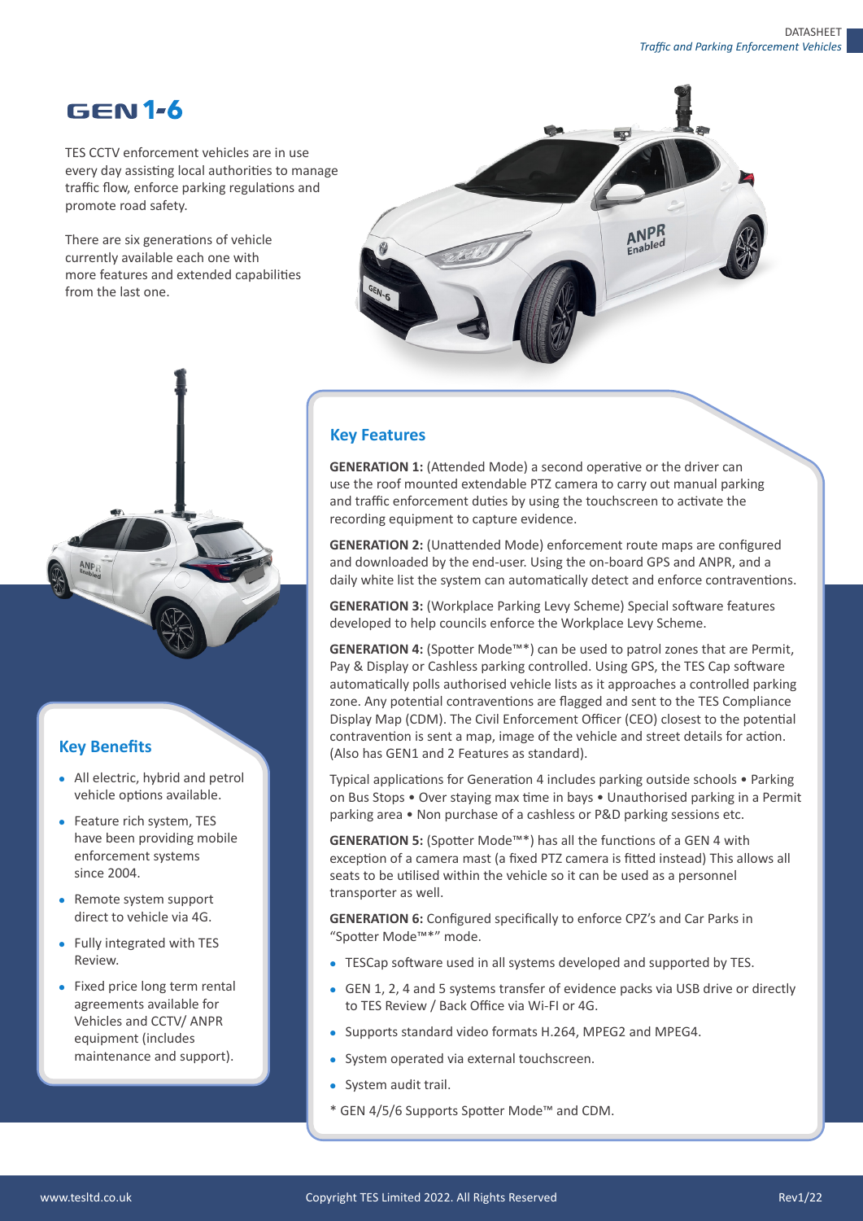# GEN 1-6

TES CCTV enforcement vehicles are in use every day assisting local authorities to manage traffic flow, enforce parking regulations and promote road safety.

There are six generations of vehicle currently available each one with more features and extended capabilities from the last one.

## Key Features

**GENERATION 1:** (Attended Mode) a second operative or the driver can use the roof mounted extendable PTZ camera to carry out manual parking and traffic enforcement duties by using the touchscreen to activate the recording equipment to capture evidence.

**GENERATION 2:** (Unattended Mode) enforcement route maps are configured and downloaded by the end-user. Using the on-board GPS and ANPR, and a daily white list the system can automatically detect and enforce contraventions.

**GENERATION 3:** (Workplace Parking Levy Scheme) Special software features developed to help councils enforce the Workplace Levy Scheme.

**GENERATION 4:** (Spotter Mode™*) can be used to patrol zones that are Permit, Pay & Display or Cashless parking controlled. Using GPS, the TES Cap software automatically polls authorised vehicle lists as it approaches a controlled parking zone. Any potential contraventions are flagged and sent to the TES Compliance Display Map (CDM). The Civil Enforcement Officer (CEO) closest to the potential contravention is sent a map, image of the vehicle and street details for action. (Also has GEN1 and 2 Features as standard).

Typical applications for Generation 4 includes parking outside schools • Parking on Bus Stops • Over staying max time in bays • Unauthorised parking in a Permit parking area • Non purchase of a cashless or P&D parking sessions etc.

**GENERATION 5:** (Spotter Mode™*) has all the functions of a GEN 4 with exception of a camera mast (a fixed PTZ camera is fitted instead) This allows all seats to be utilised within the vehicle so it can be used as a personnel transporter as well.

**GENERATION 6:** Configured specifically to enforce CPZ's and Car Parks in "Spotter Mode™*" mode.

- TESCap software used in all systems developed and supported by TES.
- GEN 1, 2, 4 and 5 systems transfer of evidence packs via USB drive or directly to TES Review / Back Office via Wi-FI or 4G.
- Supports standard video formats H.264, MPEG2 and MPEG4.
- System operated via external touchscreen.
- System audit trail.

\* GEN 4/5/6 Supports Spotter Mode™ and CDM.

## Key Benefits

- All electric, hybrid and petrol vehicle options available.
- Feature rich system, TES have been providing mobile enforcement systems since 2004.
- Remote system support direct to vehicle via 4G.
- Fully integrated with TES Review.
- Fixed price long term rental agreements available for Vehicles and CCTV/ ANPR equipment (includes maintenance and support).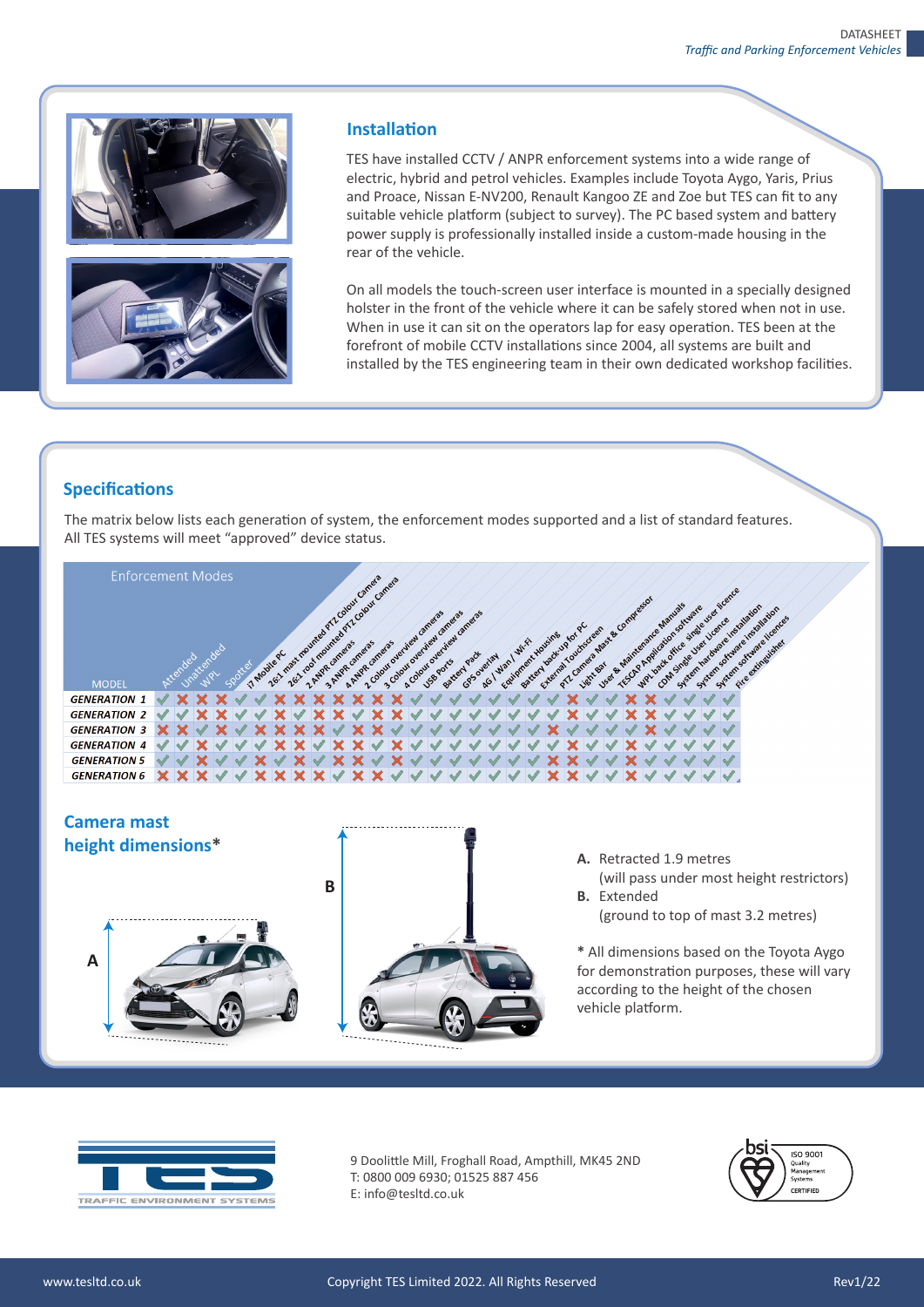## Installation

TES have installed CCTV / ANPR enforcement systems into a wide range of electric, hybrid and petrol vehicles. Examples include Toyota Aygo, Yaris, Prius and Proace, Nissan E-NV200, Renault Kangoo ZE and Zoe but TES can fit to any suitable vehicle platform (subject to survey). The PC based system and battery power supply is professionally installed inside a custom-made housing in the rear of the vehicle.

On all models the touch-screen user interface is mounted in a specially designed holster in the front of the vehicle where it can be safely stored when not in use. When in use it can sit on the operators lap for easy operation. TES been at the forefront of mobile CCTV installations since 2004, all systems are built and installed by the TES engineering team in their own dedicated workshop facilities.

## Specifications

The matrix below lists each generation of system, the enforcement modes supported and a list of standard features. All TES systems will meet "approved" device status.

| MODEL | Attended | Unattended | WPL | Spotter | i7 Mobile PC | 26:1 mast mounted PTZ Colour Camera | 26:1 roof mounted PTZ Colour Camera | 2 ANPR cameras | 3 ANPR cameras | 4 ANPR cameras | 2 Colour overview cameras | 3 Colour overview cameras | 4 Colour overview cameras | USB Ports | Battery Pack | GPS overlay | 4G / Wan / Wi-Fi | Equipment Housing | Battery back-up for PC | External Touchscreen | PTZ Camera Mast & Compressor | Light Bar | User & Maintenance Manuals | TESCAP Application software | WPL back office single user licence | CDM Single User Licence | System hardware installation | System software installation | System software licences | Fire extinguisher |
|---|---|---|---|---|---|---|---|---|---|---|---|---|---|---|---|---|---|---|---|---|---|---|---|---|---|---|---|---|---|---|
| GENERATION 1 | ✓ | ✗ | ✗ | ✗ | ✓ | ✓ | ✗ | ✗ | ✗ | ✗ | ✗ | ✗ | ✗ | ✓ | ✓ | ✓ | ✓ | ✓ | ✓ | ✓ | ✓ | ✗ | ✓ | ✓ | ✗ | ✗ | ✓ | ✓ | ✓ | ✓ |
| GENERATION 2 | ✓ | ✓ | ✗ | ✗ | ✓ | ✓ | ✗ | ✓ | ✗ | ✗ | ✓ | ✗ | ✗ | ✓ | ✓ | ✓ | ✓ | ✓ | ✓ | ✓ | ✓ | ✗ | ✓ | ✓ | ✗ | ✗ | ✓ | ✓ | ✓ | ✓ |
| GENERATION 3 | ✗ | ✗ | ✓ | ✗ | ✓ | ✗ | ✗ | ✗ | ✗ | ✓ | ✗ | ✗ | ✓ | ✓ | ✓ | ✓ | ✓ | ✓ | ✓ | ✓ | ✗ | ✓ | ✓ | ✓ | ✓ | ✗ | ✓ | ✓ | ✓ | ✓ |
| GENERATION 4 | ✓ | ✓ | ✗ | ✓ | ✓ | ✓ | ✗ | ✗ | ✓ | ✗ | ✗ | ✓ | ✗ | ✓ | ✓ | ✓ | ✓ | ✓ | ✓ | ✓ | ✓ | ✗ | ✓ | ✓ | ✗ | ✓ | ✓ | ✓ | ✓ | ✓ |
| GENERATION 5 | ✓ | ✓ | ✗ | ✓ | ✓ | ✗ | ✓ | ✗ | ✗ | ✓ | ✗ | ✗ | ✓ | ✓ | ✓ | ✓ | ✓ | ✓ | ✓ | ✓ | ✗ | ✗ | ✓ | ✓ | ✗ | ✓ | ✓ | ✓ | ✓ | ✓ |
| GENERATION 6 | ✗ | ✗ | ✗ | ✓ | ✓ | ✗ | ✗ | ✗ | ✗ | ✓ | ✗ | ✗ | ✓ | ✓ | ✓ | ✓ | ✓ | ✓ | ✓ | ✓ | ✗ | ✗ | ✓ | ✓ | ✗ | ✓ | ✓ | ✓ | ✓ | ✓ |

## Camera mast height dimensions*

A

B

**A.** Retracted 1.9 metres (will pass under most height restrictors)

**B.** Extended (ground to top of mast 3.2 metres)

\* All dimensions based on the Toyota Aygo for demonstration purposes, these will vary according to the height of the chosen vehicle platform.

TRAFFIC ENVIRONMENT SYSTEMS

9 Doolittle Mill, Froghall Road, Ampthill, MK45 2ND
T: 0800 009 6930; 01525 887 456
E: info@tesltd.co.uk

bsi ISO 9001 Quality Management Systems CERTIFIED

www.tesltd.co.uk

Copyright TES Limited 2022. All Rights Reserved

Rev1/22